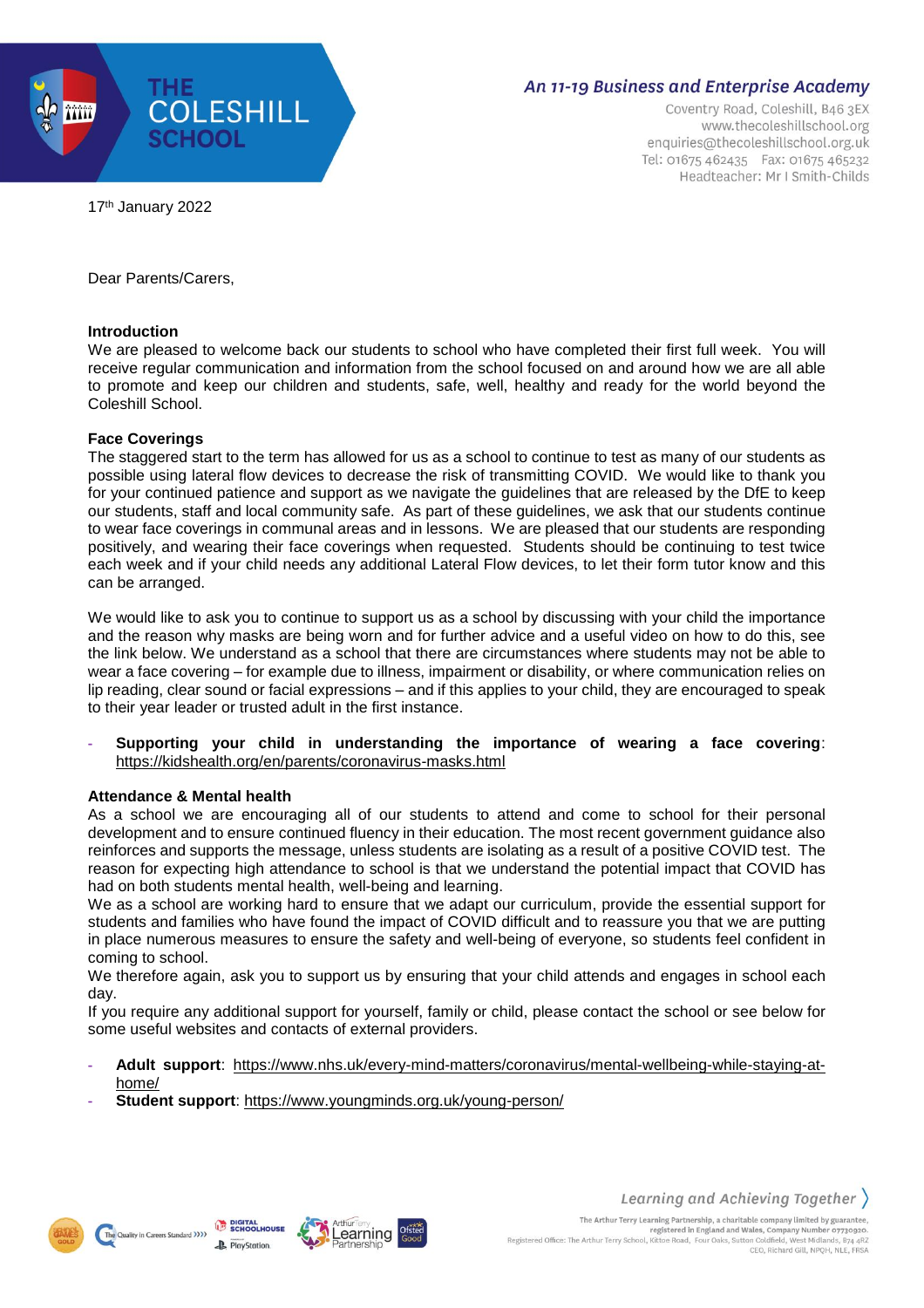THE COLESHILL SCHOOL

*An 11-19 Business and Enterprise Academy*

Coventry Road, Coleshill, B46 3EX
www.thecoleshillschool.org
enquiries@thecoleshillschool.org.uk
Tel: 01675 462435 Fax: 01675 465232
Headteacher: Mr I Smith-Childs

17th January 2022

Dear Parents/Carers,

**Introduction**

We are pleased to welcome back our students to school who have completed their first full week. You will receive regular communication and information from the school focused on and around how we are all able to promote and keep our children and students, safe, well, healthy and ready for the world beyond the Coleshill School.

**Face Coverings**

The staggered start to the term has allowed for us as a school to continue to test as many of our students as possible using lateral flow devices to decrease the risk of transmitting COVID. We would like to thank you for your continued patience and support as we navigate the guidelines that are released by the DfE to keep our students, staff and local community safe. As part of these guidelines, we ask that our students continue to wear face coverings in communal areas and in lessons. We are pleased that our students are responding positively, and wearing their face coverings when requested. Students should be continuing to test twice each week and if your child needs any additional Lateral Flow devices, to let their form tutor know and this can be arranged.

We would like to ask you to continue to support us as a school by discussing with your child the importance and the reason why masks are being worn and for further advice and a useful video on how to do this, see the link below. We understand as a school that there are circumstances where students may not be able to wear a face covering – for example due to illness, impairment or disability, or where communication relies on lip reading, clear sound or facial expressions – and if this applies to your child, they are encouraged to speak to their year leader or trusted adult in the first instance.

- **Supporting your child in understanding the importance of wearing a face covering**: https://kidshealth.org/en/parents/coronavirus-masks.html

**Attendance & Mental health**

As a school we are encouraging all of our students to attend and come to school for their personal development and to ensure continued fluency in their education. The most recent government guidance also reinforces and supports the message, unless students are isolating as a result of a positive COVID test. The reason for expecting high attendance to school is that we understand the potential impact that COVID has had on both students mental health, well-being and learning.

We as a school are working hard to ensure that we adapt our curriculum, provide the essential support for students and families who have found the impact of COVID difficult and to reassure you that we are putting in place numerous measures to ensure the safety and well-being of everyone, so students feel confident in coming to school.

We therefore again, ask you to support us by ensuring that your child attends and engages in school each day.

If you require any additional support for yourself, family or child, please contact the school or see below for some useful websites and contacts of external providers.

- **Adult support**: https://www.nhs.uk/every-mind-matters/coronavirus/mental-wellbeing-while-staying-at-home/
- **Student support**: https://www.youngminds.org.uk/young-person/

*Learning and Achieving Together*

The Arthur Terry Learning Partnership, a charitable company limited by guarantee, registered in England and Wales, Company Number 07730920.
Registered Office: The Arthur Terry School, Kittoe Road, Four Oaks, Sutton Coldfield, West Midlands, B74 4RZ
CEO, Richard Gill, NPQH, NLE, FRSA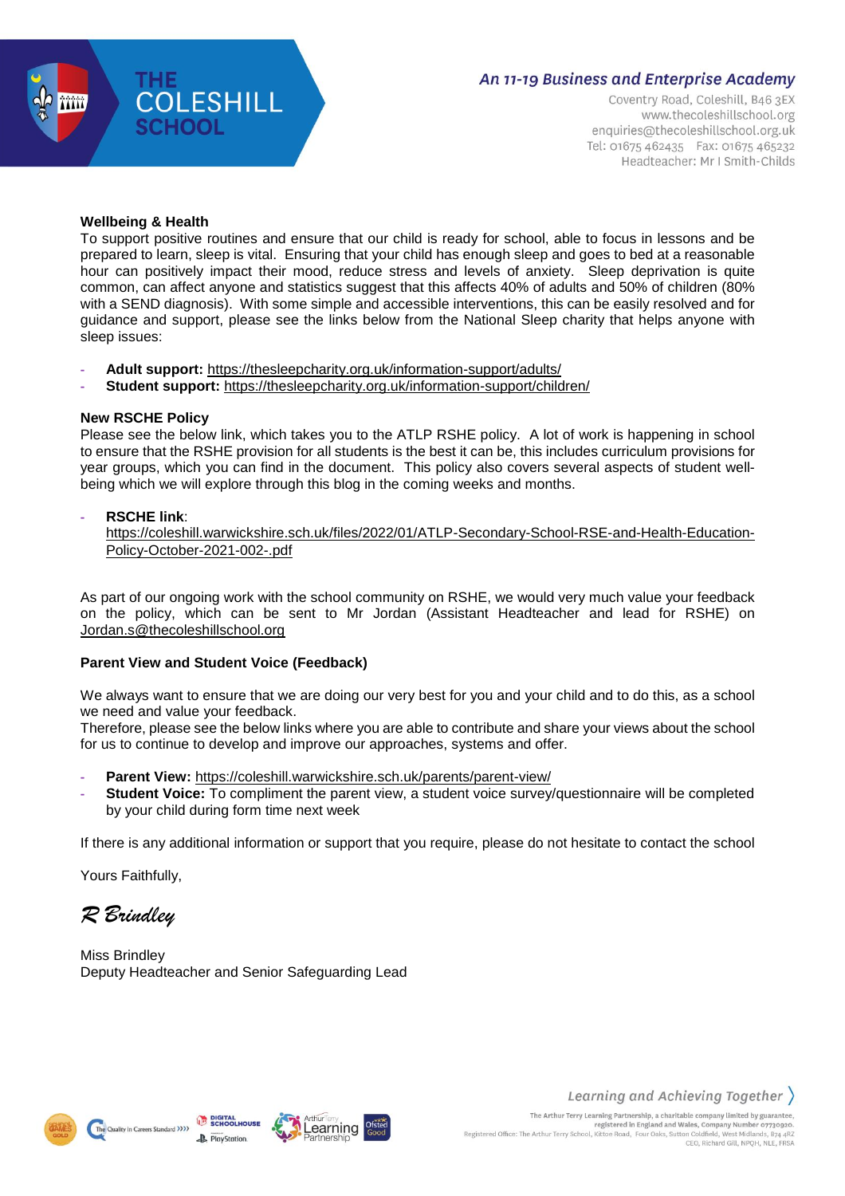**Wellbeing & Health**

To support positive routines and ensure that our child is ready for school, able to focus in lessons and be prepared to learn, sleep is vital. Ensuring that your child has enough sleep and goes to bed at a reasonable hour can positively impact their mood, reduce stress and levels of anxiety. Sleep deprivation is quite common, can affect anyone and statistics suggest that this affects 40% of adults and 50% of children (80% with a SEND diagnosis). With some simple and accessible interventions, this can be easily resolved and for guidance and support, please see the links below from the National Sleep charity that helps anyone with sleep issues:

- **Adult support:** https://thesleepcharity.org.uk/information-support/adults/
- **Student support:** https://thesleepcharity.org.uk/information-support/children/

**New RSCHE Policy**

Please see the below link, which takes you to the ATLP RSHE policy. A lot of work is happening in school to ensure that the RSHE provision for all students is the best it can be, this includes curriculum provisions for year groups, which you can find in the document. This policy also covers several aspects of student well-being which we will explore through this blog in the coming weeks and months.

- **RSCHE link**: https://coleshill.warwickshire.sch.uk/files/2022/01/ATLP-Secondary-School-RSE-and-Health-Education-Policy-October-2021-002-.pdf

As part of our ongoing work with the school community on RSHE, we would very much value your feedback on the policy, which can be sent to Mr Jordan (Assistant Headteacher and lead for RSHE) on Jordan.s@thecoleshillschool.org

**Parent View and Student Voice (Feedback)**

We always want to ensure that we are doing our very best for you and your child and to do this, as a school we need and value your feedback.
Therefore, please see the below links where you are able to contribute and share your views about the school for us to continue to develop and improve our approaches, systems and offer.

- **Parent View:** https://coleshill.warwickshire.sch.uk/parents/parent-view/
- **Student Voice:** To compliment the parent view, a student voice survey/questionnaire will be completed by your child during form time next week

If there is any additional information or support that you require, please do not hesitate to contact the school

Yours Faithfully,

*R Brindley*

Miss Brindley
Deputy Headteacher and Senior Safeguarding Lead